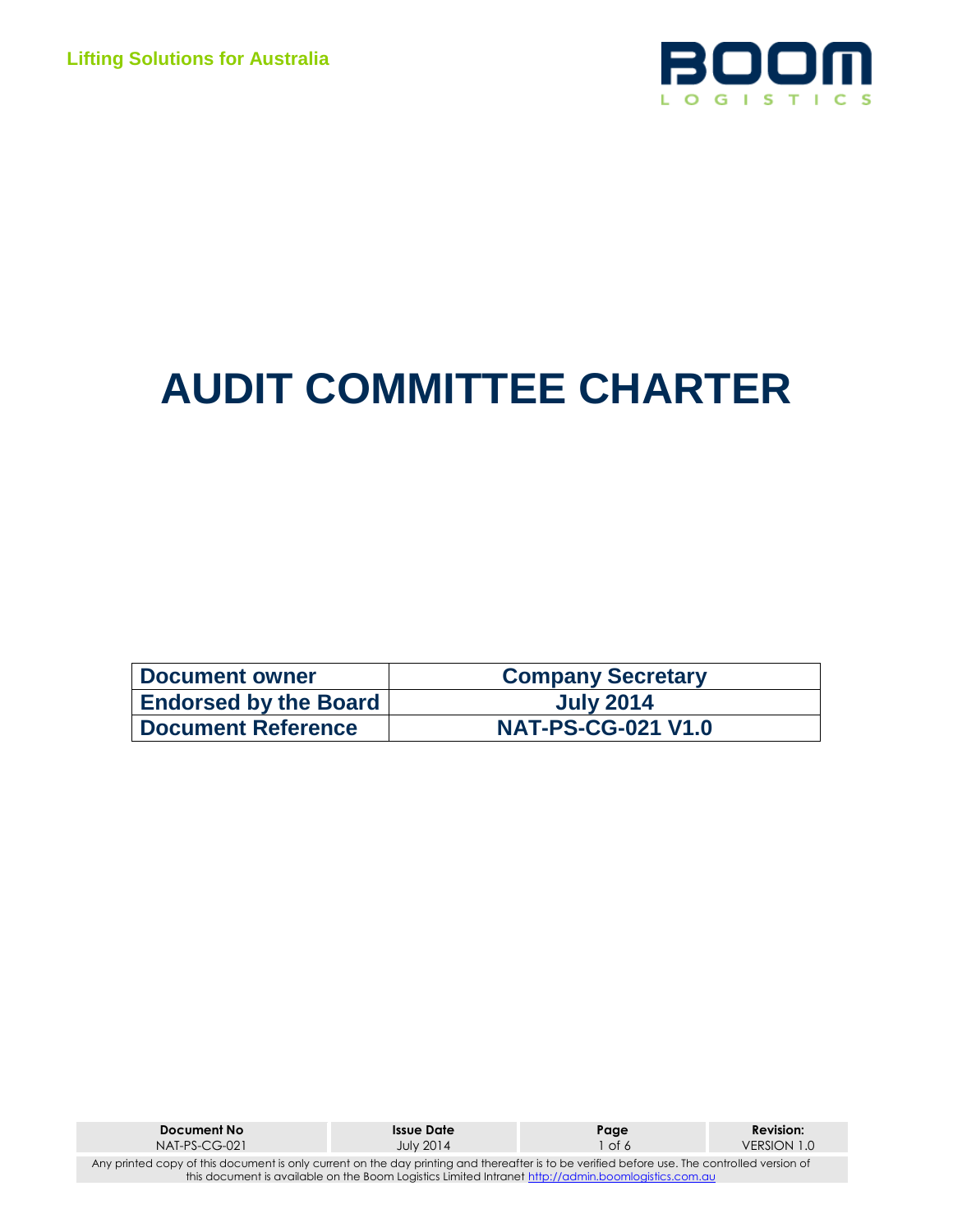Lifting Solutions for Australia

# AUDIT COMMITTEE CHARTER

| Document owner | Company Secretary |
|---|---|
| Endorsed by the Board | July 2014 |
| Document Reference | NAT-PS-CG-021 V1.0 |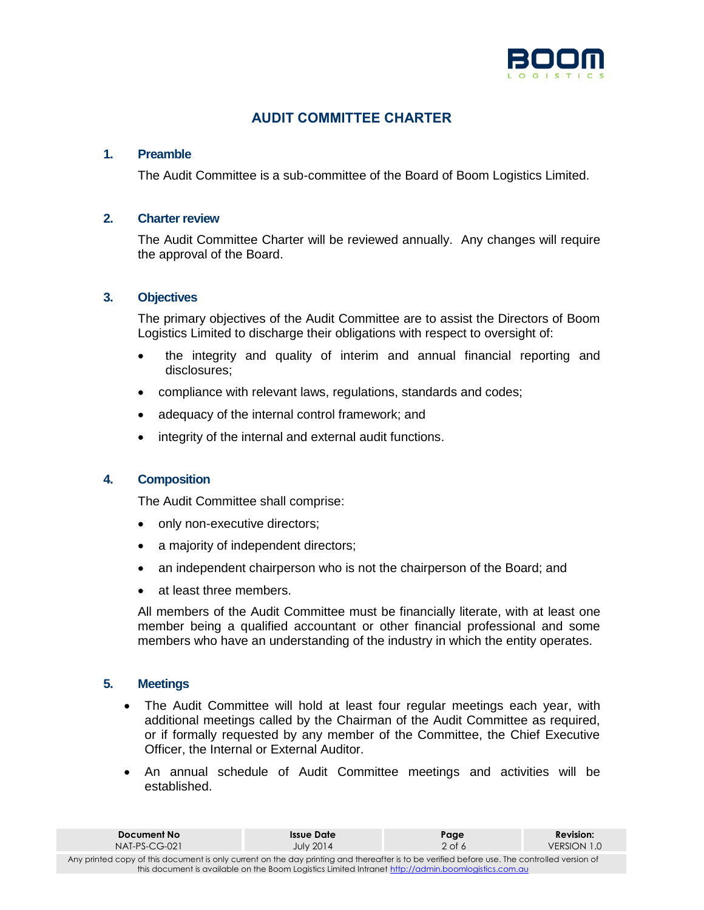# AUDIT COMMITTEE CHARTER

## 1. Preamble

The Audit Committee is a sub-committee of the Board of Boom Logistics Limited.

## 2. Charter review

The Audit Committee Charter will be reviewed annually. Any changes will require the approval of the Board.

## 3. Objectives

The primary objectives of the Audit Committee are to assist the Directors of Boom Logistics Limited to discharge their obligations with respect to oversight of:

- the integrity and quality of interim and annual financial reporting and disclosures;
- compliance with relevant laws, regulations, standards and codes;
- adequacy of the internal control framework; and
- integrity of the internal and external audit functions.

## 4. Composition

The Audit Committee shall comprise:

- only non-executive directors;
- a majority of independent directors;
- an independent chairperson who is not the chairperson of the Board; and
- at least three members.

All members of the Audit Committee must be financially literate, with at least one member being a qualified accountant or other financial professional and some members who have an understanding of the industry in which the entity operates.

## 5. Meetings

- The Audit Committee will hold at least four regular meetings each year, with additional meetings called by the Chairman of the Audit Committee as required, or if formally requested by any member of the Committee, the Chief Executive Officer, the Internal or External Auditor.
- An annual schedule of Audit Committee meetings and activities will be established.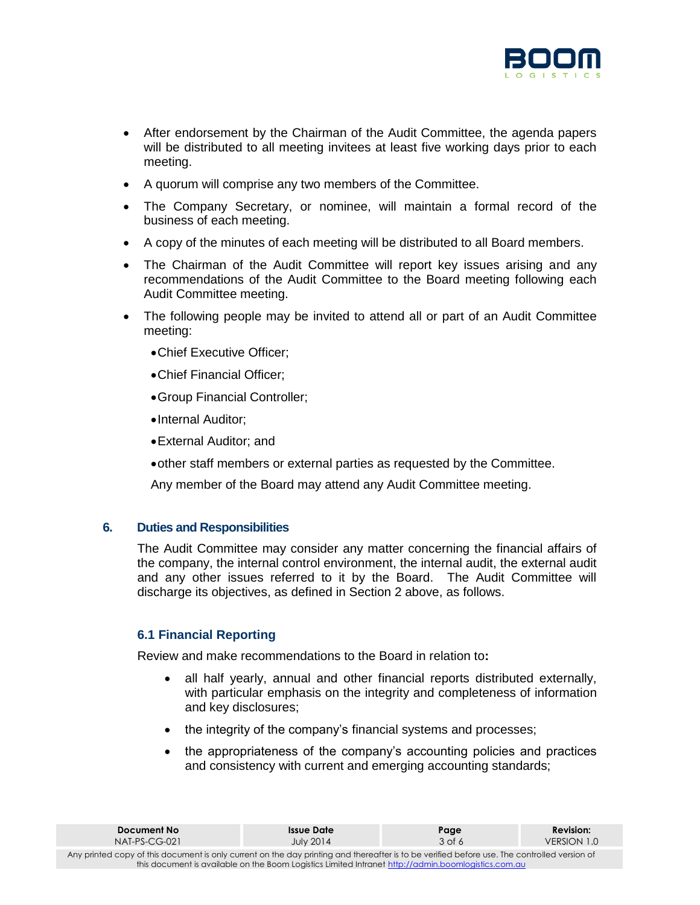- After endorsement by the Chairman of the Audit Committee, the agenda papers will be distributed to all meeting invitees at least five working days prior to each meeting.
- A quorum will comprise any two members of the Committee.
- The Company Secretary, or nominee, will maintain a formal record of the business of each meeting.
- A copy of the minutes of each meeting will be distributed to all Board members.
- The Chairman of the Audit Committee will report key issues arising and any recommendations of the Audit Committee to the Board meeting following each Audit Committee meeting.
- The following people may be invited to attend all or part of an Audit Committee meeting:
  - Chief Executive Officer;
  - Chief Financial Officer;
  - Group Financial Controller;
  - Internal Auditor;
  - External Auditor; and
  - other staff members or external parties as requested by the Committee.

  Any member of the Board may attend any Audit Committee meeting.

## 6. Duties and Responsibilities

The Audit Committee may consider any matter concerning the financial affairs of the company, the internal control environment, the internal audit, the external audit and any other issues referred to it by the Board. The Audit Committee will discharge its objectives, as defined in Section 2 above, as follows.

### 6.1 Financial Reporting

Review and make recommendations to the Board in relation to**:**

- all half yearly, annual and other financial reports distributed externally, with particular emphasis on the integrity and completeness of information and key disclosures;
- the integrity of the company's financial systems and processes;
- the appropriateness of the company's accounting policies and practices and consistency with current and emerging accounting standards;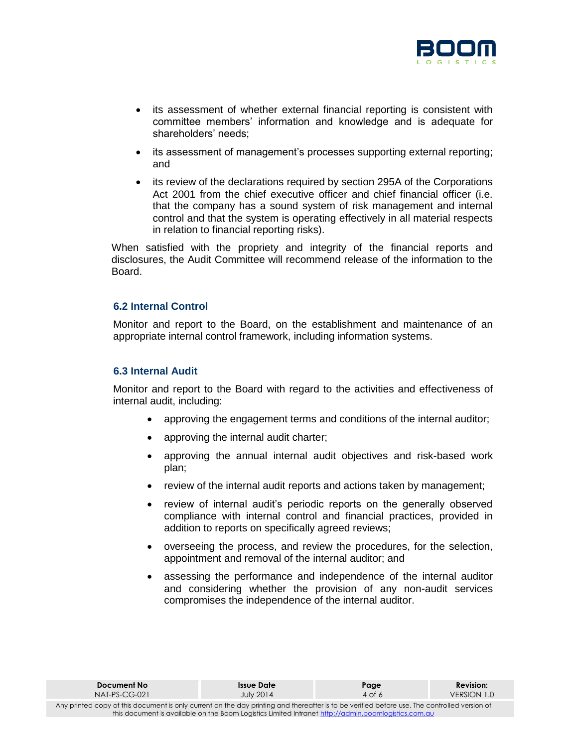- its assessment of whether external financial reporting is consistent with committee members' information and knowledge and is adequate for shareholders' needs;
- its assessment of management's processes supporting external reporting; and
- its review of the declarations required by section 295A of the Corporations Act 2001 from the chief executive officer and chief financial officer (i.e. that the company has a sound system of risk management and internal control and that the system is operating effectively in all material respects in relation to financial reporting risks).

When satisfied with the propriety and integrity of the financial reports and disclosures, the Audit Committee will recommend release of the information to the Board.

### 6.2 Internal Control

Monitor and report to the Board, on the establishment and maintenance of an appropriate internal control framework, including information systems.

### 6.3 Internal Audit

Monitor and report to the Board with regard to the activities and effectiveness of internal audit, including:

- approving the engagement terms and conditions of the internal auditor;
- approving the internal audit charter;
- approving the annual internal audit objectives and risk-based work plan;
- review of the internal audit reports and actions taken by management;
- review of internal audit's periodic reports on the generally observed compliance with internal control and financial practices, provided in addition to reports on specifically agreed reviews;
- overseeing the process, and review the procedures, for the selection, appointment and removal of the internal auditor; and
- assessing the performance and independence of the internal auditor and considering whether the provision of any non-audit services compromises the independence of the internal auditor.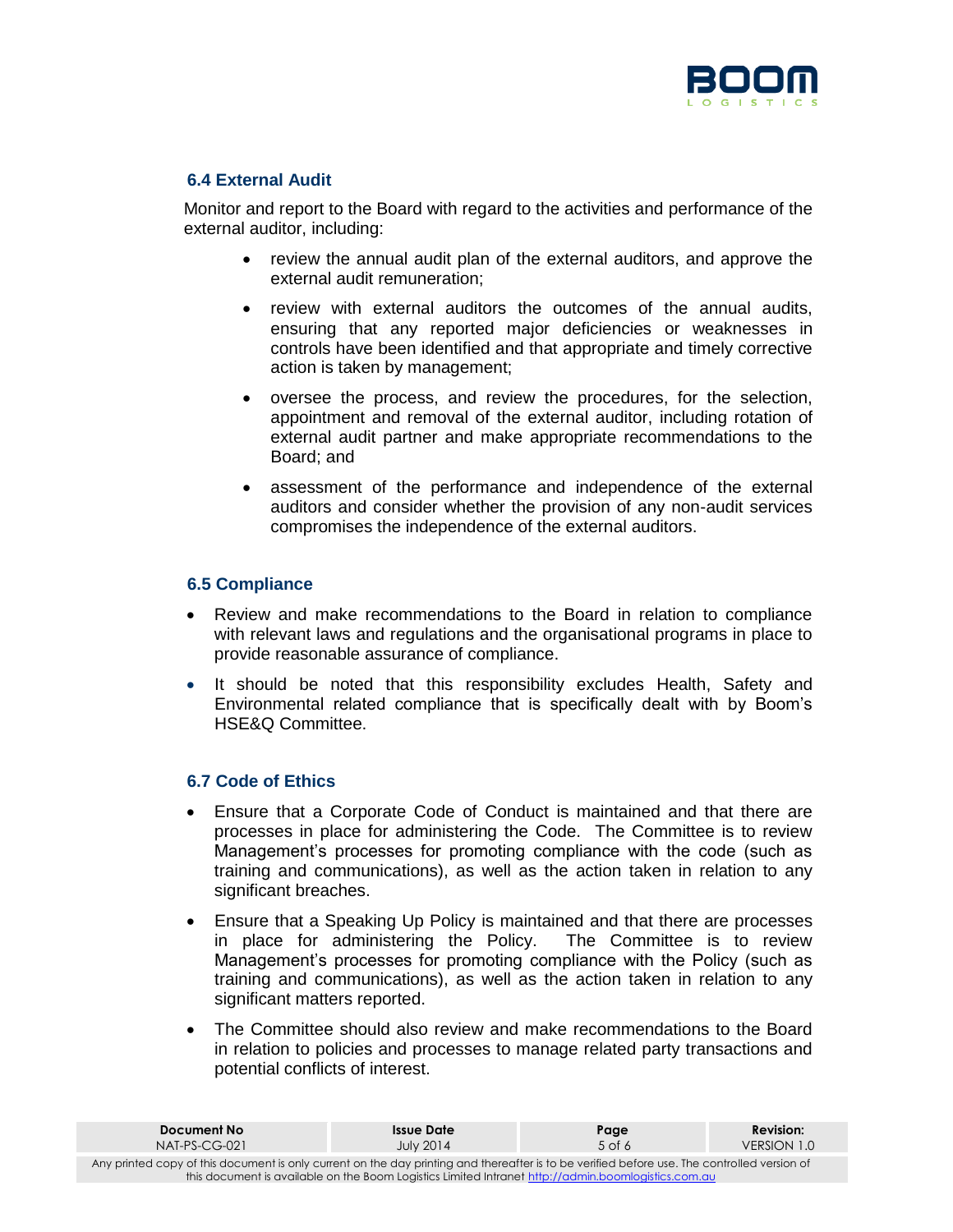### 6.4 External Audit

Monitor and report to the Board with regard to the activities and performance of the external auditor, including:

- review the annual audit plan of the external auditors, and approve the external audit remuneration;
- review with external auditors the outcomes of the annual audits, ensuring that any reported major deficiencies or weaknesses in controls have been identified and that appropriate and timely corrective action is taken by management;
- oversee the process, and review the procedures, for the selection, appointment and removal of the external auditor, including rotation of external audit partner and make appropriate recommendations to the Board; and
- assessment of the performance and independence of the external auditors and consider whether the provision of any non-audit services compromises the independence of the external auditors.

### 6.5 Compliance

- Review and make recommendations to the Board in relation to compliance with relevant laws and regulations and the organisational programs in place to provide reasonable assurance of compliance.
- It should be noted that this responsibility excludes Health, Safety and Environmental related compliance that is specifically dealt with by Boom's HSE&Q Committee.

### 6.7 Code of Ethics

- Ensure that a Corporate Code of Conduct is maintained and that there are processes in place for administering the Code. The Committee is to review Management's processes for promoting compliance with the code (such as training and communications), as well as the action taken in relation to any significant breaches.
- Ensure that a Speaking Up Policy is maintained and that there are processes in place for administering the Policy. The Committee is to review Management's processes for promoting compliance with the Policy (such as training and communications), as well as the action taken in relation to any significant matters reported.
- The Committee should also review and make recommendations to the Board in relation to policies and processes to manage related party transactions and potential conflicts of interest.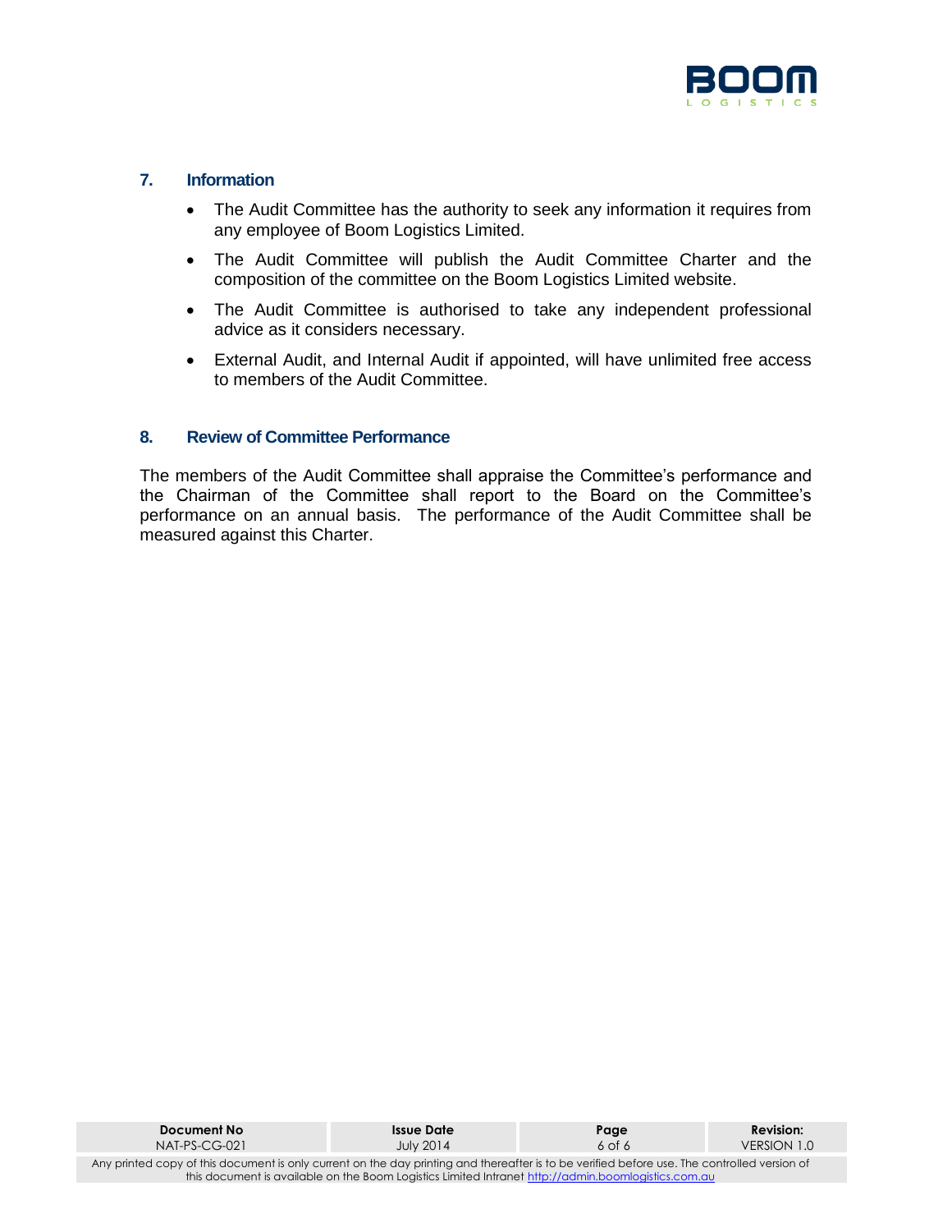## 7. Information

- The Audit Committee has the authority to seek any information it requires from any employee of Boom Logistics Limited.
- The Audit Committee will publish the Audit Committee Charter and the composition of the committee on the Boom Logistics Limited website.
- The Audit Committee is authorised to take any independent professional advice as it considers necessary.
- External Audit, and Internal Audit if appointed, will have unlimited free access to members of the Audit Committee.

## 8. Review of Committee Performance

The members of the Audit Committee shall appraise the Committee's performance and the Chairman of the Committee shall report to the Board on the Committee's performance on an annual basis. The performance of the Audit Committee shall be measured against this Charter.